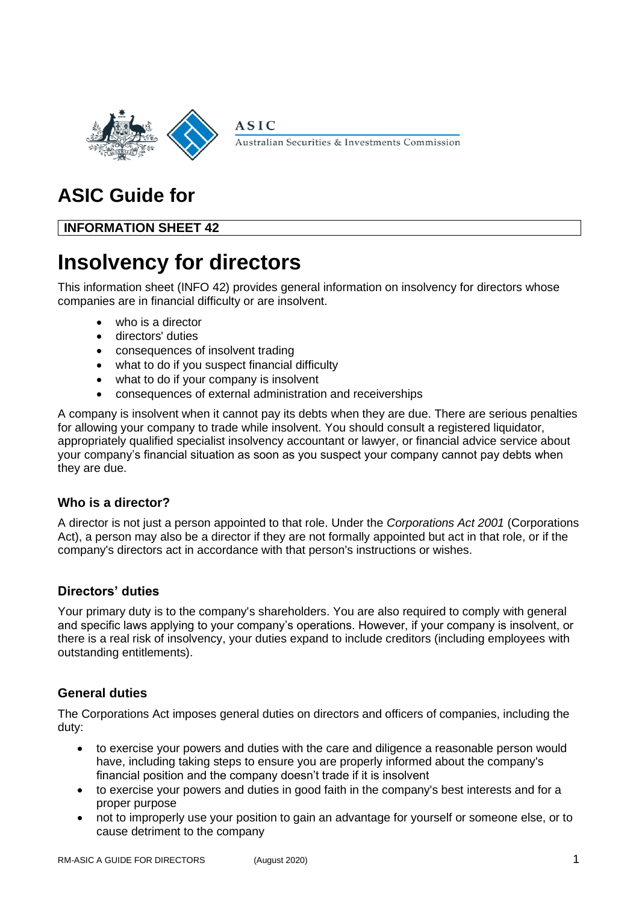ASIC

Australian Securities & Investments Commission

# ASIC Guide for

**INFORMATION SHEET 42**

# Insolvency for directors

This information sheet (INFO 42) provides general information on insolvency for directors whose companies are in financial difficulty or are insolvent.

- who is a director
- directors' duties
- consequences of insolvent trading
- what to do if you suspect financial difficulty
- what to do if your company is insolvent
- consequences of external administration and receiverships

A company is insolvent when it cannot pay its debts when they are due. There are serious penalties for allowing your company to trade while insolvent. You should consult a registered liquidator, appropriately qualified specialist insolvency accountant or lawyer, or financial advice service about your company's financial situation as soon as you suspect your company cannot pay debts when they are due.

### Who is a director?

A director is not just a person appointed to that role. Under the *Corporations Act 2001* (Corporations Act), a person may also be a director if they are not formally appointed but act in that role, or if the company's directors act in accordance with that person's instructions or wishes.

### Directors' duties

Your primary duty is to the company's shareholders. You are also required to comply with general and specific laws applying to your company's operations. However, if your company is insolvent, or there is a real risk of insolvency, your duties expand to include creditors (including employees with outstanding entitlements).

### General duties

The Corporations Act imposes general duties on directors and officers of companies, including the duty:

- to exercise your powers and duties with the care and diligence a reasonable person would have, including taking steps to ensure you are properly informed about the company's financial position and the company doesn't trade if it is insolvent
- to exercise your powers and duties in good faith in the company's best interests and for a proper purpose
- not to improperly use your position to gain an advantage for yourself or someone else, or to cause detriment to the company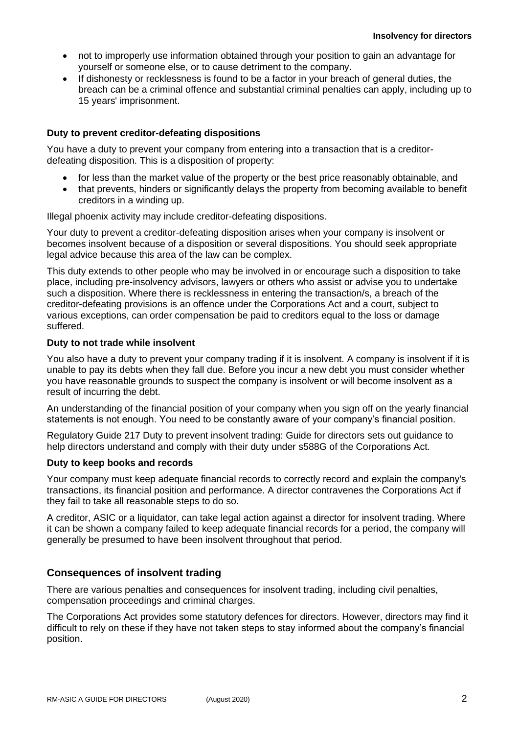- not to improperly use information obtained through your position to gain an advantage for yourself or someone else, or to cause detriment to the company.
- If dishonesty or recklessness is found to be a factor in your breach of general duties, the breach can be a criminal offence and substantial criminal penalties can apply, including up to 15 years' imprisonment.

### Duty to prevent creditor-defeating dispositions

You have a duty to prevent your company from entering into a transaction that is a creditor-defeating disposition. This is a disposition of property:

- for less than the market value of the property or the best price reasonably obtainable, and
- that prevents, hinders or significantly delays the property from becoming available to benefit creditors in a winding up.

Illegal phoenix activity may include creditor-defeating dispositions.

Your duty to prevent a creditor-defeating disposition arises when your company is insolvent or becomes insolvent because of a disposition or several dispositions. You should seek appropriate legal advice because this area of the law can be complex.

This duty extends to other people who may be involved in or encourage such a disposition to take place, including pre-insolvency advisors, lawyers or others who assist or advise you to undertake such a disposition. Where there is recklessness in entering the transaction/s, a breach of the creditor-defeating provisions is an offence under the Corporations Act and a court, subject to various exceptions, can order compensation be paid to creditors equal to the loss or damage suffered.

### Duty to not trade while insolvent

You also have a duty to prevent your company trading if it is insolvent. A company is insolvent if it is unable to pay its debts when they fall due. Before you incur a new debt you must consider whether you have reasonable grounds to suspect the company is insolvent or will become insolvent as a result of incurring the debt.

An understanding of the financial position of your company when you sign off on the yearly financial statements is not enough. You need to be constantly aware of your company's financial position.

Regulatory Guide 217 Duty to prevent insolvent trading: Guide for directors sets out guidance to help directors understand and comply with their duty under s588G of the Corporations Act.

### Duty to keep books and records

Your company must keep adequate financial records to correctly record and explain the company's transactions, its financial position and performance. A director contravenes the Corporations Act if they fail to take all reasonable steps to do so.

A creditor, ASIC or a liquidator, can take legal action against a director for insolvent trading. Where it can be shown a company failed to keep adequate financial records for a period, the company will generally be presumed to have been insolvent throughout that period.

## Consequences of insolvent trading

There are various penalties and consequences for insolvent trading, including civil penalties, compensation proceedings and criminal charges.

The Corporations Act provides some statutory defences for directors. However, directors may find it difficult to rely on these if they have not taken steps to stay informed about the company's financial position.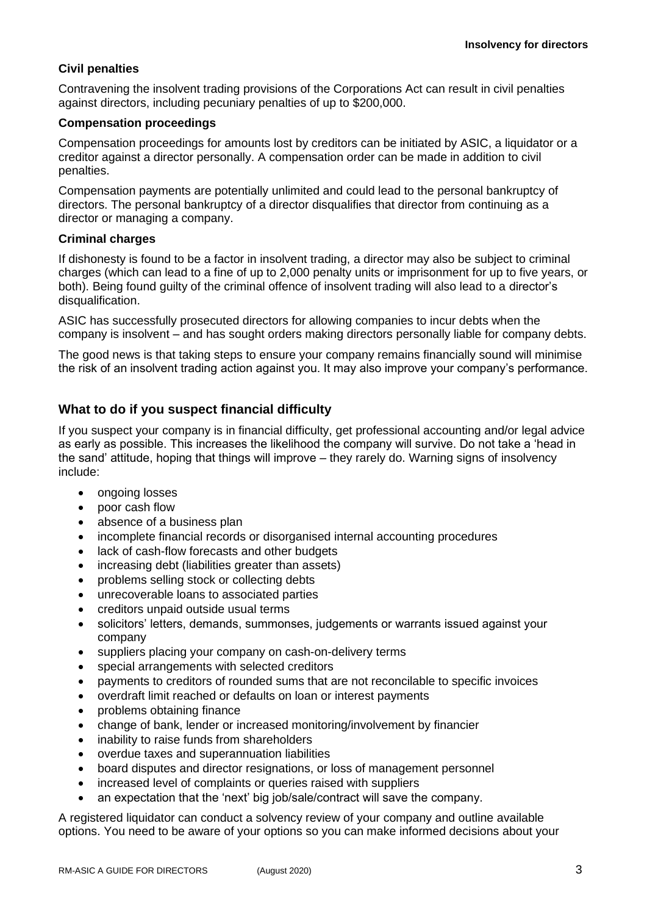#### Civil penalties

Contravening the insolvent trading provisions of the Corporations Act can result in civil penalties against directors, including pecuniary penalties of up to $200,000.

#### Compensation proceedings

Compensation proceedings for amounts lost by creditors can be initiated by ASIC, a liquidator or a creditor against a director personally. A compensation order can be made in addition to civil penalties.

Compensation payments are potentially unlimited and could lead to the personal bankruptcy of directors. The personal bankruptcy of a director disqualifies that director from continuing as a director or managing a company.

#### Criminal charges

If dishonesty is found to be a factor in insolvent trading, a director may also be subject to criminal charges (which can lead to a fine of up to 2,000 penalty units or imprisonment for up to five years, or both). Being found guilty of the criminal offence of insolvent trading will also lead to a director's disqualification.

ASIC has successfully prosecuted directors for allowing companies to incur debts when the company is insolvent – and has sought orders making directors personally liable for company debts.

The good news is that taking steps to ensure your company remains financially sound will minimise the risk of an insolvent trading action against you. It may also improve your company's performance.

### What to do if you suspect financial difficulty

If you suspect your company is in financial difficulty, get professional accounting and/or legal advice as early as possible. This increases the likelihood the company will survive. Do not take a 'head in the sand' attitude, hoping that things will improve – they rarely do. Warning signs of insolvency include:

- ongoing losses
- poor cash flow
- absence of a business plan
- incomplete financial records or disorganised internal accounting procedures
- lack of cash-flow forecasts and other budgets
- increasing debt (liabilities greater than assets)
- problems selling stock or collecting debts
- unrecoverable loans to associated parties
- creditors unpaid outside usual terms
- solicitors' letters, demands, summonses, judgements or warrants issued against your company
- suppliers placing your company on cash-on-delivery terms
- special arrangements with selected creditors
- payments to creditors of rounded sums that are not reconcilable to specific invoices
- overdraft limit reached or defaults on loan or interest payments
- problems obtaining finance
- change of bank, lender or increased monitoring/involvement by financier
- inability to raise funds from shareholders
- overdue taxes and superannuation liabilities
- board disputes and director resignations, or loss of management personnel
- increased level of complaints or queries raised with suppliers
- an expectation that the 'next' big job/sale/contract will save the company.

A registered liquidator can conduct a solvency review of your company and outline available options. You need to be aware of your options so you can make informed decisions about your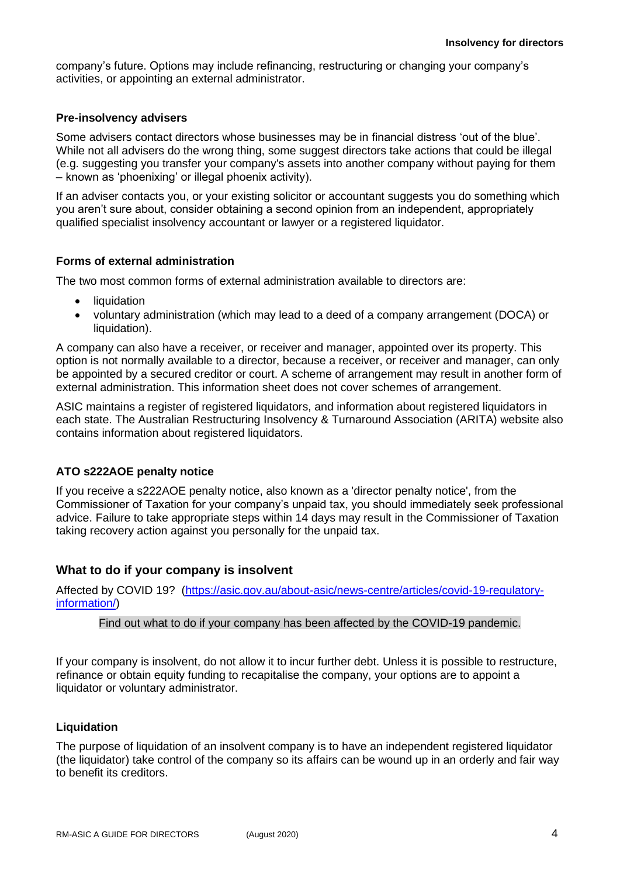company's future. Options may include refinancing, restructuring or changing your company's activities, or appointing an external administrator.

### Pre-insolvency advisers

Some advisers contact directors whose businesses may be in financial distress 'out of the blue'. While not all advisers do the wrong thing, some suggest directors take actions that could be illegal (e.g. suggesting you transfer your company's assets into another company without paying for them – known as 'phoenixing' or illegal phoenix activity).

If an adviser contacts you, or your existing solicitor or accountant suggests you do something which you aren't sure about, consider obtaining a second opinion from an independent, appropriately qualified specialist insolvency accountant or lawyer or a registered liquidator.

### Forms of external administration

The two most common forms of external administration available to directors are:

- liquidation
- voluntary administration (which may lead to a deed of a company arrangement (DOCA) or liquidation).

A company can also have a receiver, or receiver and manager, appointed over its property. This option is not normally available to a director, because a receiver, or receiver and manager, can only be appointed by a secured creditor or court. A scheme of arrangement may result in another form of external administration. This information sheet does not cover schemes of arrangement.

ASIC maintains a register of registered liquidators, and information about registered liquidators in each state. The Australian Restructuring Insolvency & Turnaround Association (ARITA) website also contains information about registered liquidators.

### ATO s222AOE penalty notice

If you receive a s222AOE penalty notice, also known as a 'director penalty notice', from the Commissioner of Taxation for your company's unpaid tax, you should immediately seek professional advice. Failure to take appropriate steps within 14 days may result in the Commissioner of Taxation taking recovery action against you personally for the unpaid tax.

## What to do if your company is insolvent

Affected by COVID 19? ([https://asic.gov.au/about-asic/news-centre/articles/covid-19-regulatory-information/](https://asic.gov.au/about-asic/news-centre/articles/covid-19-regulatory-information/))

Find out what to do if your company has been affected by the COVID-19 pandemic.

If your company is insolvent, do not allow it to incur further debt. Unless it is possible to restructure, refinance or obtain equity funding to recapitalise the company, your options are to appoint a liquidator or voluntary administrator.

### Liquidation

The purpose of liquidation of an insolvent company is to have an independent registered liquidator (the liquidator) take control of the company so its affairs can be wound up in an orderly and fair way to benefit its creditors.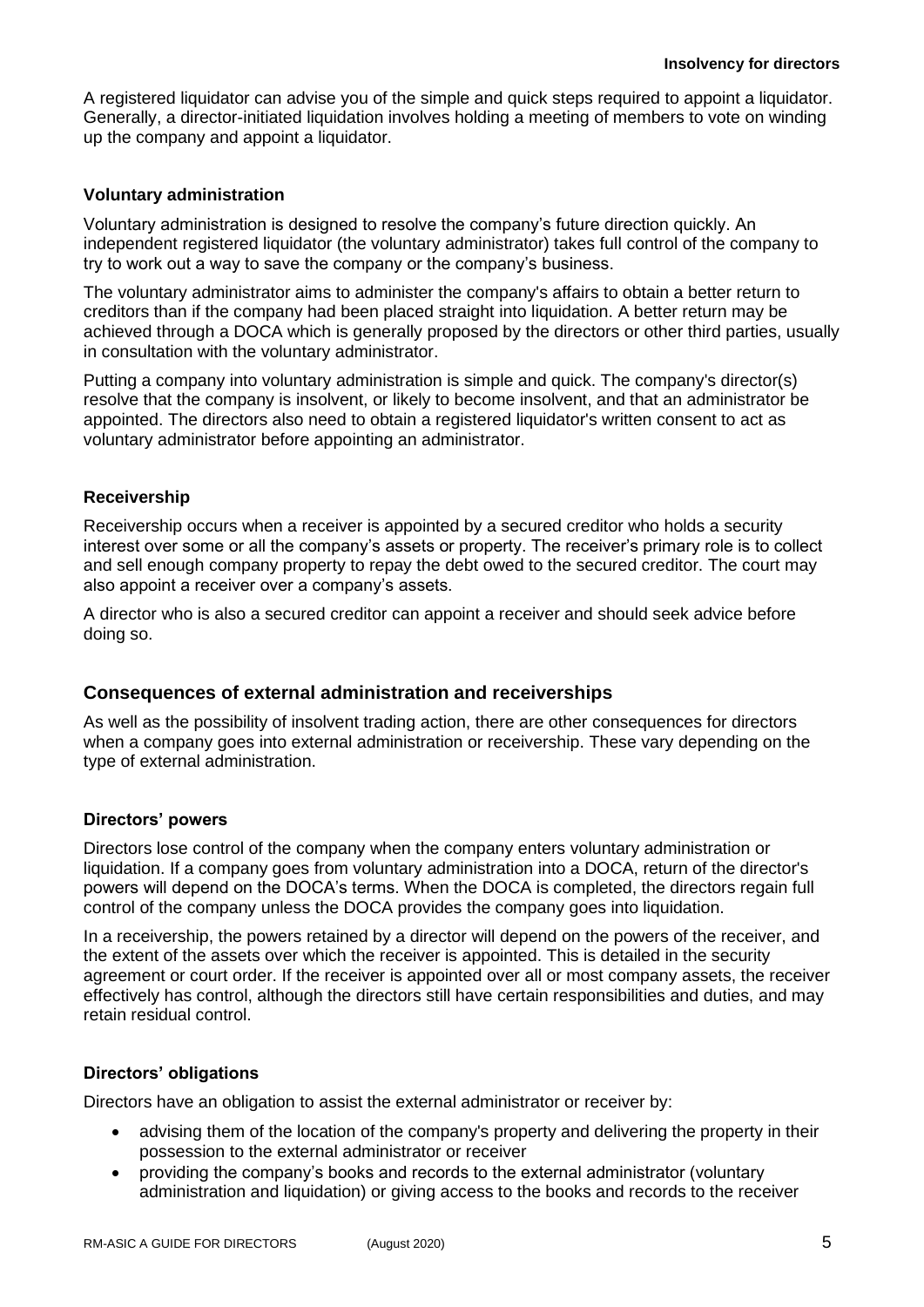A registered liquidator can advise you of the simple and quick steps required to appoint a liquidator. Generally, a director-initiated liquidation involves holding a meeting of members to vote on winding up the company and appoint a liquidator.

### Voluntary administration

Voluntary administration is designed to resolve the company's future direction quickly. An independent registered liquidator (the voluntary administrator) takes full control of the company to try to work out a way to save the company or the company's business.

The voluntary administrator aims to administer the company's affairs to obtain a better return to creditors than if the company had been placed straight into liquidation. A better return may be achieved through a DOCA which is generally proposed by the directors or other third parties, usually in consultation with the voluntary administrator.

Putting a company into voluntary administration is simple and quick. The company's director(s) resolve that the company is insolvent, or likely to become insolvent, and that an administrator be appointed. The directors also need to obtain a registered liquidator's written consent to act as voluntary administrator before appointing an administrator.

### Receivership

Receivership occurs when a receiver is appointed by a secured creditor who holds a security interest over some or all the company's assets or property. The receiver's primary role is to collect and sell enough company property to repay the debt owed to the secured creditor. The court may also appoint a receiver over a company's assets.

A director who is also a secured creditor can appoint a receiver and should seek advice before doing so.

## Consequences of external administration and receiverships

As well as the possibility of insolvent trading action, there are other consequences for directors when a company goes into external administration or receivership. These vary depending on the type of external administration.

### Directors' powers

Directors lose control of the company when the company enters voluntary administration or liquidation. If a company goes from voluntary administration into a DOCA, return of the director's powers will depend on the DOCA's terms. When the DOCA is completed, the directors regain full control of the company unless the DOCA provides the company goes into liquidation.

In a receivership, the powers retained by a director will depend on the powers of the receiver, and the extent of the assets over which the receiver is appointed. This is detailed in the security agreement or court order. If the receiver is appointed over all or most company assets, the receiver effectively has control, although the directors still have certain responsibilities and duties, and may retain residual control.

### Directors' obligations

Directors have an obligation to assist the external administrator or receiver by:

- advising them of the location of the company's property and delivering the property in their possession to the external administrator or receiver
- providing the company's books and records to the external administrator (voluntary administration and liquidation) or giving access to the books and records to the receiver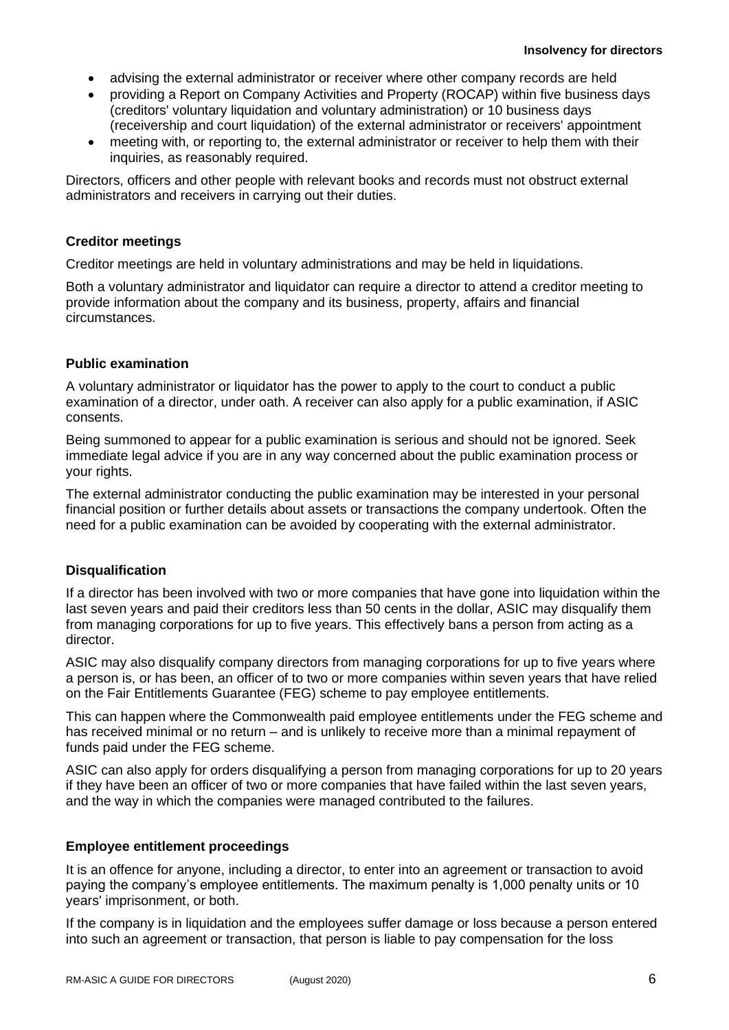- advising the external administrator or receiver where other company records are held
- providing a Report on Company Activities and Property (ROCAP) within five business days (creditors' voluntary liquidation and voluntary administration) or 10 business days (receivership and court liquidation) of the external administrator or receivers' appointment
- meeting with, or reporting to, the external administrator or receiver to help them with their inquiries, as reasonably required.

Directors, officers and other people with relevant books and records must not obstruct external administrators and receivers in carrying out their duties.

### Creditor meetings

Creditor meetings are held in voluntary administrations and may be held in liquidations.

Both a voluntary administrator and liquidator can require a director to attend a creditor meeting to provide information about the company and its business, property, affairs and financial circumstances.

### Public examination

A voluntary administrator or liquidator has the power to apply to the court to conduct a public examination of a director, under oath. A receiver can also apply for a public examination, if ASIC consents.

Being summoned to appear for a public examination is serious and should not be ignored. Seek immediate legal advice if you are in any way concerned about the public examination process or your rights.

The external administrator conducting the public examination may be interested in your personal financial position or further details about assets or transactions the company undertook. Often the need for a public examination can be avoided by cooperating with the external administrator.

### Disqualification

If a director has been involved with two or more companies that have gone into liquidation within the last seven years and paid their creditors less than 50 cents in the dollar, ASIC may disqualify them from managing corporations for up to five years. This effectively bans a person from acting as a director.

ASIC may also disqualify company directors from managing corporations for up to five years where a person is, or has been, an officer of to two or more companies within seven years that have relied on the Fair Entitlements Guarantee (FEG) scheme to pay employee entitlements.

This can happen where the Commonwealth paid employee entitlements under the FEG scheme and has received minimal or no return – and is unlikely to receive more than a minimal repayment of funds paid under the FEG scheme.

ASIC can also apply for orders disqualifying a person from managing corporations for up to 20 years if they have been an officer of two or more companies that have failed within the last seven years, and the way in which the companies were managed contributed to the failures.

### Employee entitlement proceedings

It is an offence for anyone, including a director, to enter into an agreement or transaction to avoid paying the company's employee entitlements. The maximum penalty is 1,000 penalty units or 10 years' imprisonment, or both.

If the company is in liquidation and the employees suffer damage or loss because a person entered into such an agreement or transaction, that person is liable to pay compensation for the loss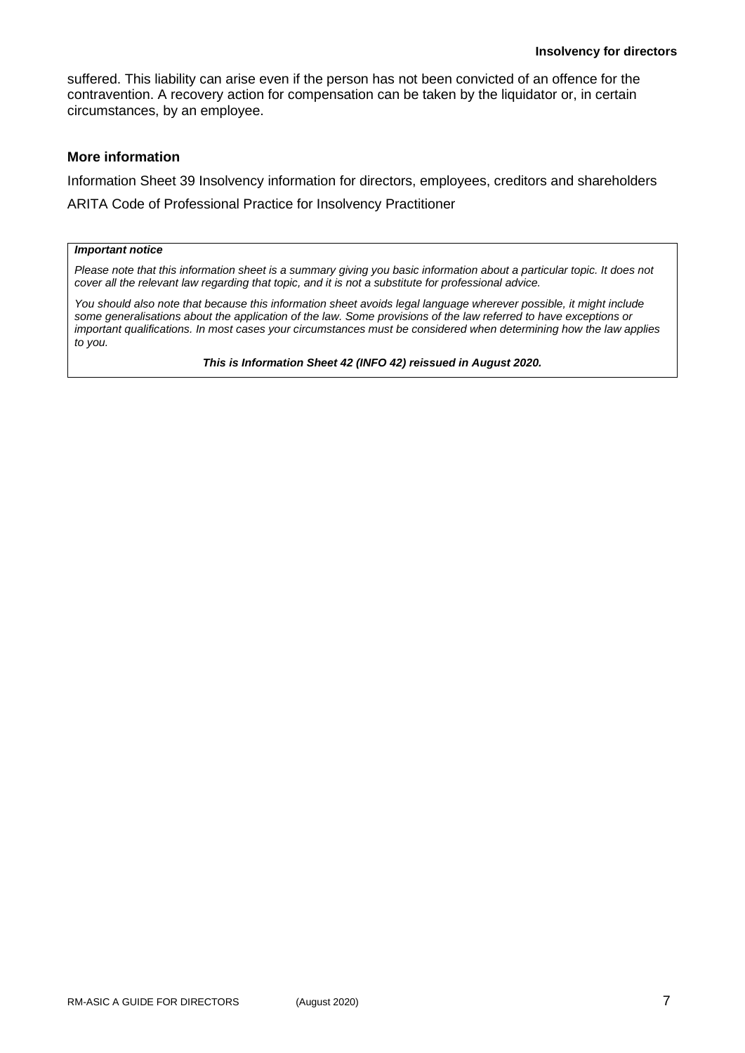suffered. This liability can arise even if the person has not been convicted of an offence for the contravention. A recovery action for compensation can be taken by the liquidator or, in certain circumstances, by an employee.

## More information

Information Sheet 39 Insolvency information for directors, employees, creditors and shareholders

ARITA Code of Professional Practice for Insolvency Practitioner

***Important notice***

*Please note that this information sheet is a summary giving you basic information about a particular topic. It does not cover all the relevant law regarding that topic, and it is not a substitute for professional advice.*

*You should also note that because this information sheet avoids legal language wherever possible, it might include some generalisations about the application of the law. Some provisions of the law referred to have exceptions or important qualifications. In most cases your circumstances must be considered when determining how the law applies to you.*

***This is Information Sheet 42 (INFO 42) reissued in August 2020.***